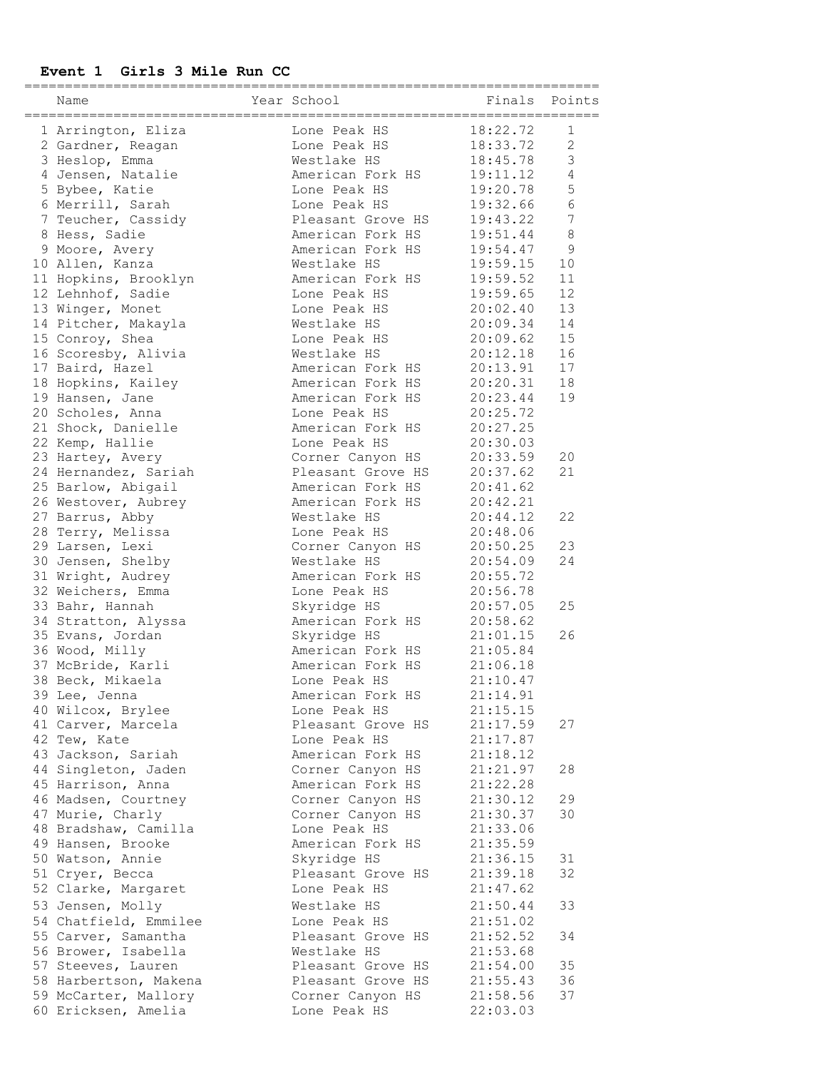# Event 1 Girls 3 Mile Run CC

| | Name | Year | School | Finals | Points |
|---|---|---|---|---|---|
| 1 | Arrington, Eliza | | Lone Peak HS | 18:22.72 | 1 |
| 2 | Gardner, Reagan | | Lone Peak HS | 18:33.72 | 2 |
| 3 | Heslop, Emma | | Westlake HS | 18:45.78 | 3 |
| 4 | Jensen, Natalie | | American Fork HS | 19:11.12 | 4 |
| 5 | Bybee, Katie | | Lone Peak HS | 19:20.78 | 5 |
| 6 | Merrill, Sarah | | Lone Peak HS | 19:32.66 | 6 |
| 7 | Teucher, Cassidy | | Pleasant Grove HS | 19:43.22 | 7 |
| 8 | Hess, Sadie | | American Fork HS | 19:51.44 | 8 |
| 9 | Moore, Avery | | American Fork HS | 19:54.47 | 9 |
| 10 | Allen, Kanza | | Westlake HS | 19:59.15 | 10 |
| 11 | Hopkins, Brooklyn | | American Fork HS | 19:59.52 | 11 |
| 12 | Lehnhof, Sadie | | Lone Peak HS | 19:59.65 | 12 |
| 13 | Winger, Monet | | Lone Peak HS | 20:02.40 | 13 |
| 14 | Pitcher, Makayla | | Westlake HS | 20:09.34 | 14 |
| 15 | Conroy, Shea | | Lone Peak HS | 20:09.62 | 15 |
| 16 | Scoresby, Alivia | | Westlake HS | 20:12.18 | 16 |
| 17 | Baird, Hazel | | American Fork HS | 20:13.91 | 17 |
| 18 | Hopkins, Kailey | | American Fork HS | 20:20.31 | 18 |
| 19 | Hansen, Jane | | American Fork HS | 20:23.44 | 19 |
| 20 | Scholes, Anna | | Lone Peak HS | 20:25.72 | |
| 21 | Shock, Danielle | | American Fork HS | 20:27.25 | |
| 22 | Kemp, Hallie | | Lone Peak HS | 20:30.03 | |
| 23 | Hartey, Avery | | Corner Canyon HS | 20:33.59 | 20 |
| 24 | Hernandez, Sariah | | Pleasant Grove HS | 20:37.62 | 21 |
| 25 | Barlow, Abigail | | American Fork HS | 20:41.62 | |
| 26 | Westover, Aubrey | | American Fork HS | 20:42.21 | |
| 27 | Barrus, Abby | | Westlake HS | 20:44.12 | 22 |
| 28 | Terry, Melissa | | Lone Peak HS | 20:48.06 | |
| 29 | Larsen, Lexi | | Corner Canyon HS | 20:50.25 | 23 |
| 30 | Jensen, Shelby | | Westlake HS | 20:54.09 | 24 |
| 31 | Wright, Audrey | | American Fork HS | 20:55.72 | |
| 32 | Weichers, Emma | | Lone Peak HS | 20:56.78 | |
| 33 | Bahr, Hannah | | Skyridge HS | 20:57.05 | 25 |
| 34 | Stratton, Alyssa | | American Fork HS | 20:58.62 | |
| 35 | Evans, Jordan | | Skyridge HS | 21:01.15 | 26 |
| 36 | Wood, Milly | | American Fork HS | 21:05.84 | |
| 37 | McBride, Karli | | American Fork HS | 21:06.18 | |
| 38 | Beck, Mikaela | | Lone Peak HS | 21:10.47 | |
| 39 | Lee, Jenna | | American Fork HS | 21:14.91 | |
| 40 | Wilcox, Brylee | | Lone Peak HS | 21:15.15 | |
| 41 | Carver, Marcela | | Pleasant Grove HS | 21:17.59 | 27 |
| 42 | Tew, Kate | | Lone Peak HS | 21:17.87 | |
| 43 | Jackson, Sariah | | American Fork HS | 21:18.12 | |
| 44 | Singleton, Jaden | | Corner Canyon HS | 21:21.97 | 28 |
| 45 | Harrison, Anna | | American Fork HS | 21:22.28 | |
| 46 | Madsen, Courtney | | Corner Canyon HS | 21:30.12 | 29 |
| 47 | Murie, Charly | | Corner Canyon HS | 21:30.37 | 30 |
| 48 | Bradshaw, Camilla | | Lone Peak HS | 21:33.06 | |
| 49 | Hansen, Brooke | | American Fork HS | 21:35.59 | |
| 50 | Watson, Annie | | Skyridge HS | 21:36.15 | 31 |
| 51 | Cryer, Becca | | Pleasant Grove HS | 21:39.18 | 32 |
| 52 | Clarke, Margaret | | Lone Peak HS | 21:47.62 | |
| 53 | Jensen, Molly | | Westlake HS | 21:50.44 | 33 |
| 54 | Chatfield, Emmilee | | Lone Peak HS | 21:51.02 | |
| 55 | Carver, Samantha | | Pleasant Grove HS | 21:52.52 | 34 |
| 56 | Brower, Isabella | | Westlake HS | 21:53.68 | |
| 57 | Steeves, Lauren | | Pleasant Grove HS | 21:54.00 | 35 |
| 58 | Harbertson, Makena | | Pleasant Grove HS | 21:55.43 | 36 |
| 59 | McCarter, Mallory | | Corner Canyon HS | 21:58.56 | 37 |
| 60 | Ericksen, Amelia | | Lone Peak HS | 22:03.03 | |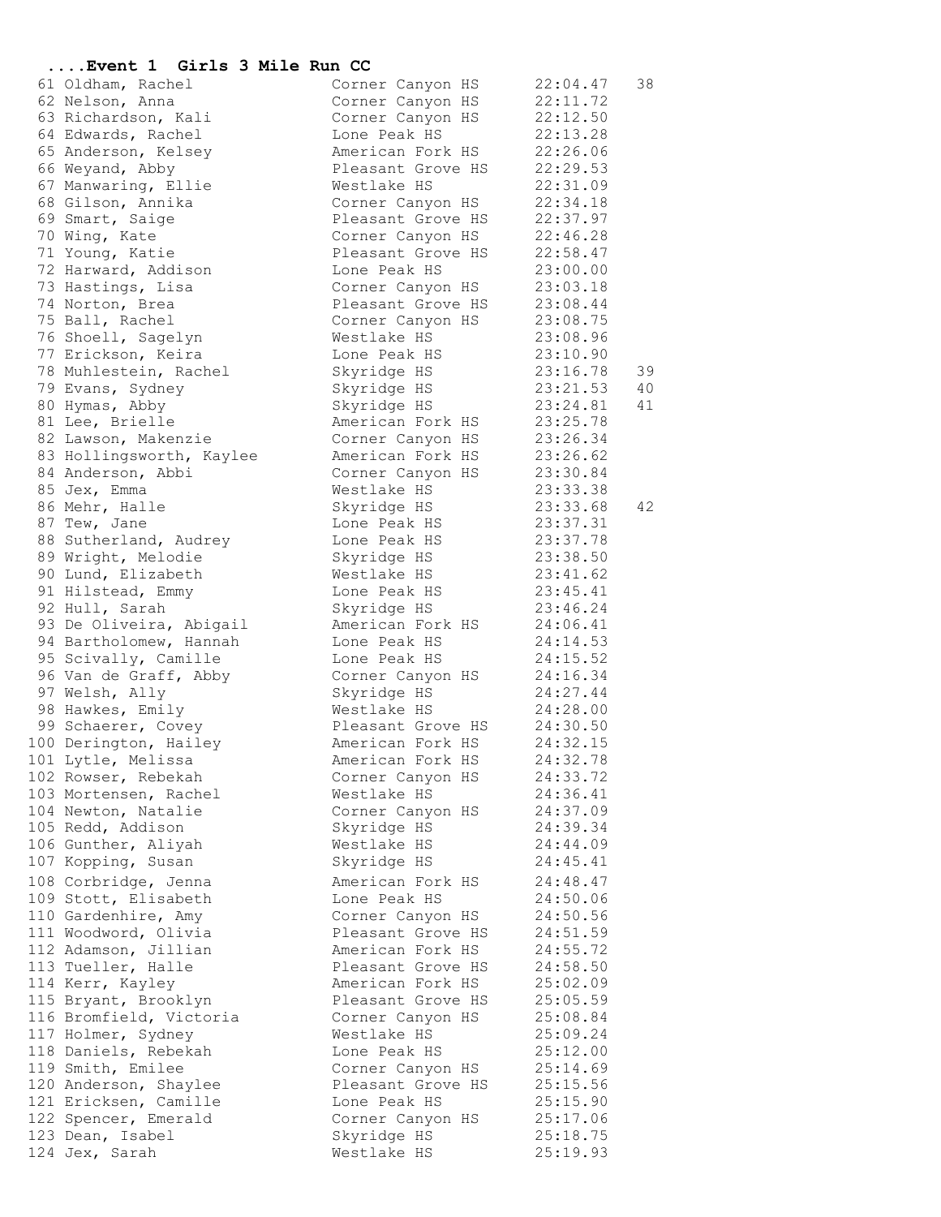## ....Event 1 Girls 3 Mile Run CC

| Place | Name | School | Time | Points |
|---|---|---|---|---|
| 61 | Oldham, Rachel | Corner Canyon HS | 22:04.47 | 38 |
| 62 | Nelson, Anna | Corner Canyon HS | 22:11.72 | |
| 63 | Richardson, Kali | Corner Canyon HS | 22:12.50 | |
| 64 | Edwards, Rachel | Lone Peak HS | 22:13.28 | |
| 65 | Anderson, Kelsey | American Fork HS | 22:26.06 | |
| 66 | Weyand, Abby | Pleasant Grove HS | 22:29.53 | |
| 67 | Manwaring, Ellie | Westlake HS | 22:31.09 | |
| 68 | Gilson, Annika | Corner Canyon HS | 22:34.18 | |
| 69 | Smart, Saige | Pleasant Grove HS | 22:37.97 | |
| 70 | Wing, Kate | Corner Canyon HS | 22:46.28 | |
| 71 | Young, Katie | Pleasant Grove HS | 22:58.47 | |
| 72 | Harward, Addison | Lone Peak HS | 23:00.00 | |
| 73 | Hastings, Lisa | Corner Canyon HS | 23:03.18 | |
| 74 | Norton, Brea | Pleasant Grove HS | 23:08.44 | |
| 75 | Ball, Rachel | Corner Canyon HS | 23:08.75 | |
| 76 | Shoell, Sagelyn | Westlake HS | 23:08.96 | |
| 77 | Erickson, Keira | Lone Peak HS | 23:10.90 | |
| 78 | Muhlestein, Rachel | Skyridge HS | 23:16.78 | 39 |
| 79 | Evans, Sydney | Skyridge HS | 23:21.53 | 40 |
| 80 | Hymas, Abby | Skyridge HS | 23:24.81 | 41 |
| 81 | Lee, Brielle | American Fork HS | 23:25.78 | |
| 82 | Lawson, Makenzie | Corner Canyon HS | 23:26.34 | |
| 83 | Hollingsworth, Kaylee | American Fork HS | 23:26.62 | |
| 84 | Anderson, Abbi | Corner Canyon HS | 23:30.84 | |
| 85 | Jex, Emma | Westlake HS | 23:33.38 | |
| 86 | Mehr, Halle | Skyridge HS | 23:33.68 | 42 |
| 87 | Tew, Jane | Lone Peak HS | 23:37.31 | |
| 88 | Sutherland, Audrey | Lone Peak HS | 23:37.78 | |
| 89 | Wright, Melodie | Skyridge HS | 23:38.50 | |
| 90 | Lund, Elizabeth | Westlake HS | 23:41.62 | |
| 91 | Hilstead, Emmy | Lone Peak HS | 23:45.41 | |
| 92 | Hull, Sarah | Skyridge HS | 23:46.24 | |
| 93 | De Oliveira, Abigail | American Fork HS | 24:06.41 | |
| 94 | Bartholomew, Hannah | Lone Peak HS | 24:14.53 | |
| 95 | Scivally, Camille | Lone Peak HS | 24:15.52 | |
| 96 | Van de Graff, Abby | Corner Canyon HS | 24:16.34 | |
| 97 | Welsh, Ally | Skyridge HS | 24:27.44 | |
| 98 | Hawkes, Emily | Westlake HS | 24:28.00 | |
| 99 | Schaerer, Covey | Pleasant Grove HS | 24:30.50 | |
| 100 | Derington, Hailey | American Fork HS | 24:32.15 | |
| 101 | Lytle, Melissa | American Fork HS | 24:32.78 | |
| 102 | Rowser, Rebekah | Corner Canyon HS | 24:33.72 | |
| 103 | Mortensen, Rachel | Westlake HS | 24:36.41 | |
| 104 | Newton, Natalie | Corner Canyon HS | 24:37.09 | |
| 105 | Redd, Addison | Skyridge HS | 24:39.34 | |
| 106 | Gunther, Aliyah | Westlake HS | 24:44.09 | |
| 107 | Kopping, Susan | Skyridge HS | 24:45.41 | |
| 108 | Corbridge, Jenna | American Fork HS | 24:48.47 | |
| 109 | Stott, Elisabeth | Lone Peak HS | 24:50.06 | |
| 110 | Gardenhire, Amy | Corner Canyon HS | 24:50.56 | |
| 111 | Woodword, Olivia | Pleasant Grove HS | 24:51.59 | |
| 112 | Adamson, Jillian | American Fork HS | 24:55.72 | |
| 113 | Tueller, Halle | Pleasant Grove HS | 24:58.50 | |
| 114 | Kerr, Kayley | American Fork HS | 25:02.09 | |
| 115 | Bryant, Brooklyn | Pleasant Grove HS | 25:05.59 | |
| 116 | Bromfield, Victoria | Corner Canyon HS | 25:08.84 | |
| 117 | Holmer, Sydney | Westlake HS | 25:09.24 | |
| 118 | Daniels, Rebekah | Lone Peak HS | 25:12.00 | |
| 119 | Smith, Emilee | Corner Canyon HS | 25:14.69 | |
| 120 | Anderson, Shaylee | Pleasant Grove HS | 25:15.56 | |
| 121 | Ericksen, Camille | Lone Peak HS | 25:15.90 | |
| 122 | Spencer, Emerald | Corner Canyon HS | 25:17.06 | |
| 123 | Dean, Isabel | Skyridge HS | 25:18.75 | |
| 124 | Jex, Sarah | Westlake HS | 25:19.93 | |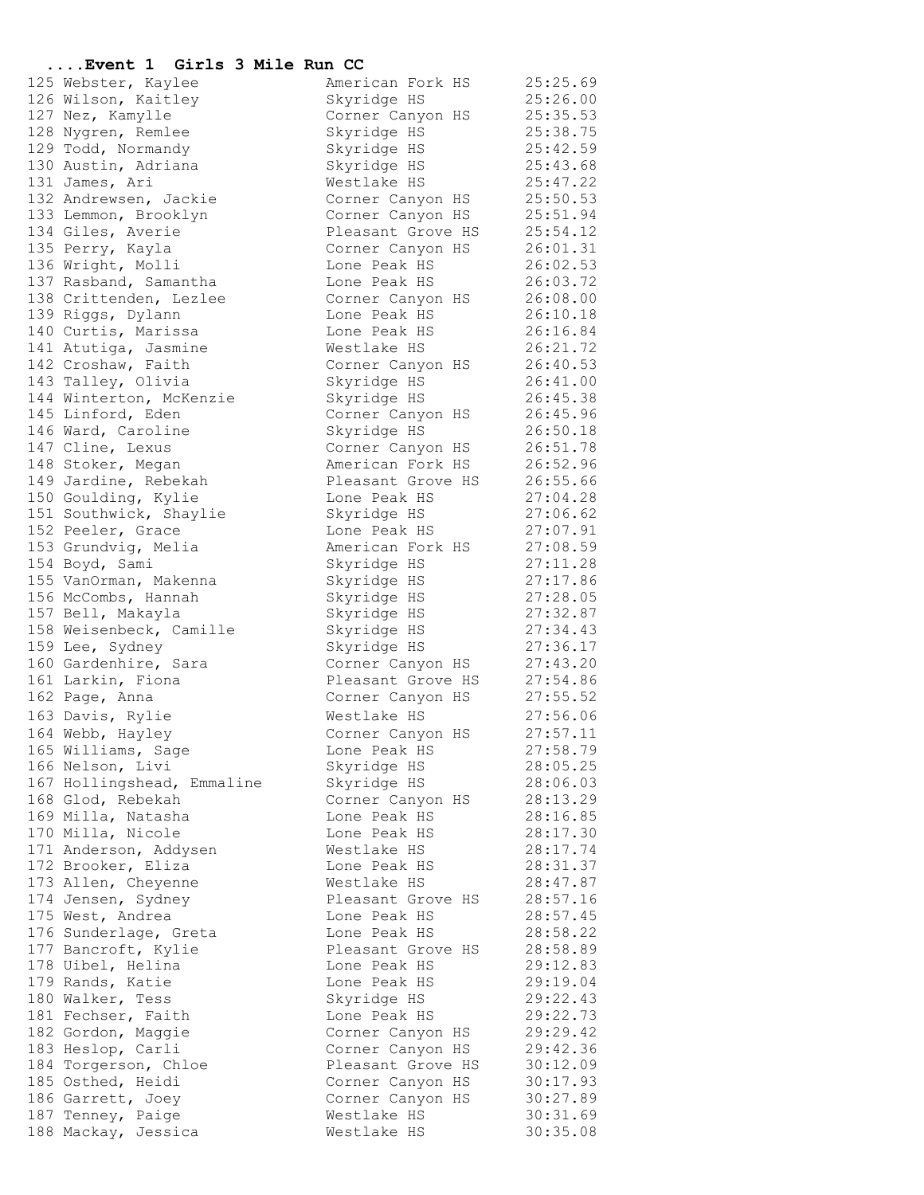## ....Event 1 Girls 3 Mile Run CC

| Place | Name | School | Time |
|---|---|---|---|
| 125 | Webster, Kaylee | American Fork HS | 25:25.69 |
| 126 | Wilson, Kaitley | Skyridge HS | 25:26.00 |
| 127 | Nez, Kamylle | Corner Canyon HS | 25:35.53 |
| 128 | Nygren, Remlee | Skyridge HS | 25:38.75 |
| 129 | Todd, Normandy | Skyridge HS | 25:42.59 |
| 130 | Austin, Adriana | Skyridge HS | 25:43.68 |
| 131 | James, Ari | Westlake HS | 25:47.22 |
| 132 | Andrewsen, Jackie | Corner Canyon HS | 25:50.53 |
| 133 | Lemmon, Brooklyn | Corner Canyon HS | 25:51.94 |
| 134 | Giles, Averie | Pleasant Grove HS | 25:54.12 |
| 135 | Perry, Kayla | Corner Canyon HS | 26:01.31 |
| 136 | Wright, Molli | Lone Peak HS | 26:02.53 |
| 137 | Rasband, Samantha | Lone Peak HS | 26:03.72 |
| 138 | Crittenden, Lezlee | Corner Canyon HS | 26:08.00 |
| 139 | Riggs, Dylann | Lone Peak HS | 26:10.18 |
| 140 | Curtis, Marissa | Lone Peak HS | 26:16.84 |
| 141 | Atutiga, Jasmine | Westlake HS | 26:21.72 |
| 142 | Croshaw, Faith | Corner Canyon HS | 26:40.53 |
| 143 | Talley, Olivia | Skyridge HS | 26:41.00 |
| 144 | Winterton, McKenzie | Skyridge HS | 26:45.38 |
| 145 | Linford, Eden | Corner Canyon HS | 26:45.96 |
| 146 | Ward, Caroline | Skyridge HS | 26:50.18 |
| 147 | Cline, Lexus | Corner Canyon HS | 26:51.78 |
| 148 | Stoker, Megan | American Fork HS | 26:52.96 |
| 149 | Jardine, Rebekah | Pleasant Grove HS | 26:55.66 |
| 150 | Goulding, Kylie | Lone Peak HS | 27:04.28 |
| 151 | Southwick, Shaylie | Skyridge HS | 27:06.62 |
| 152 | Peeler, Grace | Lone Peak HS | 27:07.91 |
| 153 | Grundvig, Melia | American Fork HS | 27:08.59 |
| 154 | Boyd, Sami | Skyridge HS | 27:11.28 |
| 155 | VanOrman, Makenna | Skyridge HS | 27:17.86 |
| 156 | McCombs, Hannah | Skyridge HS | 27:28.05 |
| 157 | Bell, Makayla | Skyridge HS | 27:32.87 |
| 158 | Weisenbeck, Camille | Skyridge HS | 27:34.43 |
| 159 | Lee, Sydney | Skyridge HS | 27:36.17 |
| 160 | Gardenhire, Sara | Corner Canyon HS | 27:43.20 |
| 161 | Larkin, Fiona | Pleasant Grove HS | 27:54.86 |
| 162 | Page, Anna | Corner Canyon HS | 27:55.52 |
| 163 | Davis, Rylie | Westlake HS | 27:56.06 |
| 164 | Webb, Hayley | Corner Canyon HS | 27:57.11 |
| 165 | Williams, Sage | Lone Peak HS | 27:58.79 |
| 166 | Nelson, Livi | Skyridge HS | 28:05.25 |
| 167 | Hollingshead, Emmaline | Skyridge HS | 28:06.03 |
| 168 | Glod, Rebekah | Corner Canyon HS | 28:13.29 |
| 169 | Milla, Natasha | Lone Peak HS | 28:16.85 |
| 170 | Milla, Nicole | Lone Peak HS | 28:17.30 |
| 171 | Anderson, Addysen | Westlake HS | 28:17.74 |
| 172 | Brooker, Eliza | Lone Peak HS | 28:31.37 |
| 173 | Allen, Cheyenne | Westlake HS | 28:47.87 |
| 174 | Jensen, Sydney | Pleasant Grove HS | 28:57.16 |
| 175 | West, Andrea | Lone Peak HS | 28:57.45 |
| 176 | Sunderlage, Greta | Lone Peak HS | 28:58.22 |
| 177 | Bancroft, Kylie | Pleasant Grove HS | 28:58.89 |
| 178 | Uibel, Helina | Lone Peak HS | 29:12.83 |
| 179 | Rands, Katie | Lone Peak HS | 29:19.04 |
| 180 | Walker, Tess | Skyridge HS | 29:22.43 |
| 181 | Fechser, Faith | Lone Peak HS | 29:22.73 |
| 182 | Gordon, Maggie | Corner Canyon HS | 29:29.42 |
| 183 | Heslop, Carli | Corner Canyon HS | 29:42.36 |
| 184 | Torgerson, Chloe | Pleasant Grove HS | 30:12.09 |
| 185 | Osthed, Heidi | Corner Canyon HS | 30:17.93 |
| 186 | Garrett, Joey | Corner Canyon HS | 30:27.89 |
| 187 | Tenney, Paige | Westlake HS | 30:31.69 |
| 188 | Mackay, Jessica | Westlake HS | 30:35.08 |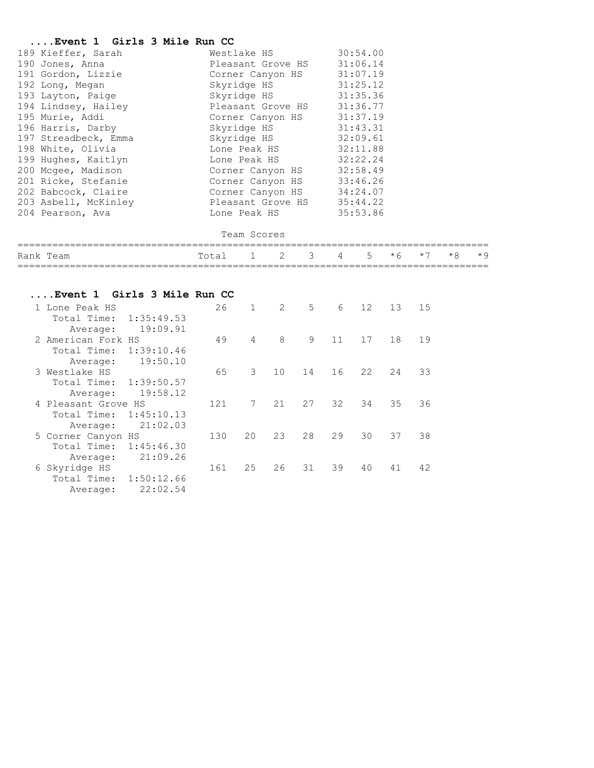## ....Event 1 Girls 3 Mile Run CC

| Place | Name | School | Time |
|---|---|---|---|
| 189 | Kieffer, Sarah | Westlake HS | 30:54.00 |
| 190 | Jones, Anna | Pleasant Grove HS | 31:06.14 |
| 191 | Gordon, Lizzie | Corner Canyon HS | 31:07.19 |
| 192 | Long, Megan | Skyridge HS | 31:25.12 |
| 193 | Layton, Paige | Skyridge HS | 31:35.36 |
| 194 | Lindsey, Hailey | Pleasant Grove HS | 31:36.77 |
| 195 | Murie, Addi | Corner Canyon HS | 31:37.19 |
| 196 | Harris, Darby | Skyridge HS | 31:43.31 |
| 197 | Streadbeck, Emma | Skyridge HS | 32:09.61 |
| 198 | White, Olivia | Lone Peak HS | 32:11.88 |
| 199 | Hughes, Kaitlyn | Lone Peak HS | 32:22.24 |
| 200 | Mcgee, Madison | Corner Canyon HS | 32:58.49 |
| 201 | Ricke, Stefanie | Corner Canyon HS | 33:46.26 |
| 202 | Babcock, Claire | Corner Canyon HS | 34:24.07 |
| 203 | Asbell, McKinley | Pleasant Grove HS | 35:44.22 |
| 204 | Pearson, Ava | Lone Peak HS | 35:53.86 |

### Team Scores

## ....Event 1 Girls 3 Mile Run CC

| Rank | Team | Total | 1 | 2 | 3 | 4 | 5 | *6 | *7 | *8 | *9 |
|---|---|---|---|---|---|---|---|---|---|---|---|
| 1 | Lone Peak HS | 26 | 1 | 2 | 5 | 6 | 12 | 13 | 15 | | |
| | Total Time: 1:35:49.53 | | | | | | | | | | |
| | Average: 19:09.91 | | | | | | | | | | |
| 2 | American Fork HS | 49 | 4 | 8 | 9 | 11 | 17 | 18 | 19 | | |
| | Total Time: 1:39:10.46 | | | | | | | | | | |
| | Average: 19:50.10 | | | | | | | | | | |
| 3 | Westlake HS | 65 | 3 | 10 | 14 | 16 | 22 | 24 | 33 | | |
| | Total Time: 1:39:50.57 | | | | | | | | | | |
| | Average: 19:58.12 | | | | | | | | | | |
| 4 | Pleasant Grove HS | 121 | 7 | 21 | 27 | 32 | 34 | 35 | 36 | | |
| | Total Time: 1:45:10.13 | | | | | | | | | | |
| | Average: 21:02.03 | | | | | | | | | | |
| 5 | Corner Canyon HS | 130 | 20 | 23 | 28 | 29 | 30 | 37 | 38 | | |
| | Total Time: 1:45:46.30 | | | | | | | | | | |
| | Average: 21:09.26 | | | | | | | | | | |
| 6 | Skyridge HS | 161 | 25 | 26 | 31 | 39 | 40 | 41 | 42 | | |
| | Total Time: 1:50:12.66 | | | | | | | | | | |
| | Average: 22:02.54 | | | | | | | | | | |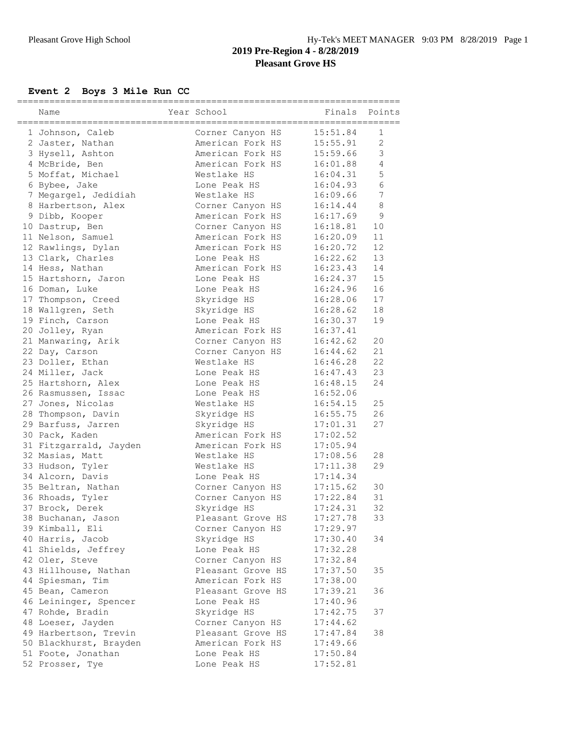## 2019 Pre-Region 4 - 8/28/2019

## Pleasant Grove HS

### Event 2 Boys 3 Mile Run CC

| Place | Name | Year | School | Finals | Points |
|---|---|---|---|---|---|
| 1 | Johnson, Caleb | | Corner Canyon HS | 15:51.84 | 1 |
| 2 | Jaster, Nathan | | American Fork HS | 15:55.91 | 2 |
| 3 | Hysell, Ashton | | American Fork HS | 15:59.66 | 3 |
| 4 | McBride, Ben | | American Fork HS | 16:01.88 | 4 |
| 5 | Moffat, Michael | | Westlake HS | 16:04.31 | 5 |
| 6 | Bybee, Jake | | Lone Peak HS | 16:04.93 | 6 |
| 7 | Megargel, Jedidiah | | Westlake HS | 16:09.66 | 7 |
| 8 | Harbertson, Alex | | Corner Canyon HS | 16:14.44 | 8 |
| 9 | Dibb, Kooper | | American Fork HS | 16:17.69 | 9 |
| 10 | Dastrup, Ben | | Corner Canyon HS | 16:18.81 | 10 |
| 11 | Nelson, Samuel | | American Fork HS | 16:20.09 | 11 |
| 12 | Rawlings, Dylan | | American Fork HS | 16:20.72 | 12 |
| 13 | Clark, Charles | | Lone Peak HS | 16:22.62 | 13 |
| 14 | Hess, Nathan | | American Fork HS | 16:23.43 | 14 |
| 15 | Hartshorn, Jaron | | Lone Peak HS | 16:24.37 | 15 |
| 16 | Doman, Luke | | Lone Peak HS | 16:24.96 | 16 |
| 17 | Thompson, Creed | | Skyridge HS | 16:28.06 | 17 |
| 18 | Wallgren, Seth | | Skyridge HS | 16:28.62 | 18 |
| 19 | Finch, Carson | | Lone Peak HS | 16:30.37 | 19 |
| 20 | Jolley, Ryan | | American Fork HS | 16:37.41 | |
| 21 | Manwaring, Arik | | Corner Canyon HS | 16:42.62 | 20 |
| 22 | Day, Carson | | Corner Canyon HS | 16:44.62 | 21 |
| 23 | Doller, Ethan | | Westlake HS | 16:46.28 | 22 |
| 24 | Miller, Jack | | Lone Peak HS | 16:47.43 | 23 |
| 25 | Hartshorn, Alex | | Lone Peak HS | 16:48.15 | 24 |
| 26 | Rasmussen, Issac | | Lone Peak HS | 16:52.06 | |
| 27 | Jones, Nicolas | | Westlake HS | 16:54.15 | 25 |
| 28 | Thompson, Davin | | Skyridge HS | 16:55.75 | 26 |
| 29 | Barfuss, Jarren | | Skyridge HS | 17:01.31 | 27 |
| 30 | Pack, Kaden | | American Fork HS | 17:02.52 | |
| 31 | Fitzgarrald, Jayden | | American Fork HS | 17:05.94 | |
| 32 | Masias, Matt | | Westlake HS | 17:08.56 | 28 |
| 33 | Hudson, Tyler | | Westlake HS | 17:11.38 | 29 |
| 34 | Alcorn, Davis | | Lone Peak HS | 17:14.34 | |
| 35 | Beltran, Nathan | | Corner Canyon HS | 17:15.62 | 30 |
| 36 | Rhoads, Tyler | | Corner Canyon HS | 17:22.84 | 31 |
| 37 | Brock, Derek | | Skyridge HS | 17:24.31 | 32 |
| 38 | Buchanan, Jason | | Pleasant Grove HS | 17:27.78 | 33 |
| 39 | Kimball, Eli | | Corner Canyon HS | 17:29.97 | |
| 40 | Harris, Jacob | | Skyridge HS | 17:30.40 | 34 |
| 41 | Shields, Jeffrey | | Lone Peak HS | 17:32.28 | |
| 42 | Oler, Steve | | Corner Canyon HS | 17:32.84 | |
| 43 | Hillhouse, Nathan | | Pleasant Grove HS | 17:37.50 | 35 |
| 44 | Spiesman, Tim | | American Fork HS | 17:38.00 | |
| 45 | Bean, Cameron | | Pleasant Grove HS | 17:39.21 | 36 |
| 46 | Leininger, Spencer | | Lone Peak HS | 17:40.96 | |
| 47 | Rohde, Bradin | | Skyridge HS | 17:42.75 | 37 |
| 48 | Loeser, Jayden | | Corner Canyon HS | 17:44.62 | |
| 49 | Harbertson, Trevin | | Pleasant Grove HS | 17:47.84 | 38 |
| 50 | Blackhurst, Brayden | | American Fork HS | 17:49.66 | |
| 51 | Foote, Jonathan | | Lone Peak HS | 17:50.84 | |
| 52 | Prosser, Tye | | Lone Peak HS | 17:52.81 | |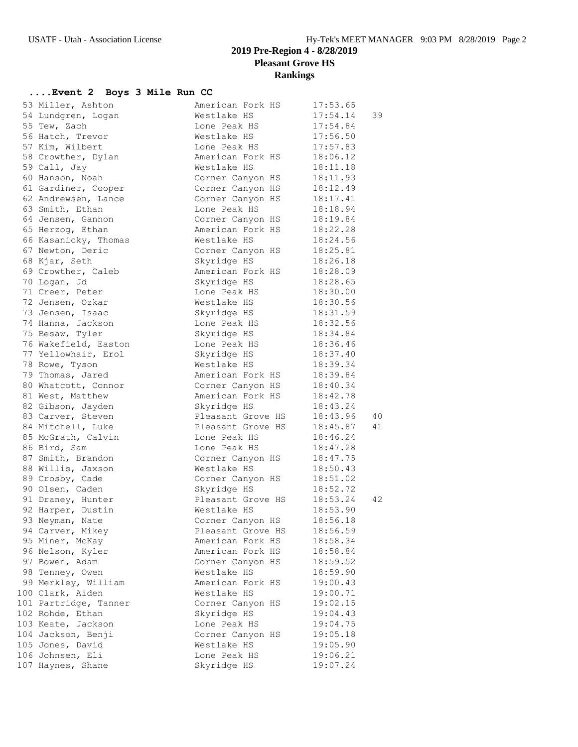# 2019 Pre-Region 4 - 8/28/2019

## Pleasant Grove HS

## Rankings

### ....Event 2 Boys 3 Mile Run CC

| Place | Name | School | Time | Score |
|---|---|---|---|---|
| 53 | Miller, Ashton | American Fork HS | 17:53.65 | |
| 54 | Lundgren, Logan | Westlake HS | 17:54.14 | 39 |
| 55 | Tew, Zach | Lone Peak HS | 17:54.84 | |
| 56 | Hatch, Trevor | Westlake HS | 17:56.50 | |
| 57 | Kim, Wilbert | Lone Peak HS | 17:57.83 | |
| 58 | Crowther, Dylan | American Fork HS | 18:06.12 | |
| 59 | Call, Jay | Westlake HS | 18:11.18 | |
| 60 | Hanson, Noah | Corner Canyon HS | 18:11.93 | |
| 61 | Gardiner, Cooper | Corner Canyon HS | 18:12.49 | |
| 62 | Andrewsen, Lance | Corner Canyon HS | 18:17.41 | |
| 63 | Smith, Ethan | Lone Peak HS | 18:18.94 | |
| 64 | Jensen, Gannon | Corner Canyon HS | 18:19.84 | |
| 65 | Herzog, Ethan | American Fork HS | 18:22.28 | |
| 66 | Kasanicky, Thomas | Westlake HS | 18:24.56 | |
| 67 | Newton, Deric | Corner Canyon HS | 18:25.81 | |
| 68 | Kjar, Seth | Skyridge HS | 18:26.18 | |
| 69 | Crowther, Caleb | American Fork HS | 18:28.09 | |
| 70 | Logan, Jd | Skyridge HS | 18:28.65 | |
| 71 | Creer, Peter | Lone Peak HS | 18:30.00 | |
| 72 | Jensen, Ozkar | Westlake HS | 18:30.56 | |
| 73 | Jensen, Isaac | Skyridge HS | 18:31.59 | |
| 74 | Hanna, Jackson | Lone Peak HS | 18:32.56 | |
| 75 | Besaw, Tyler | Skyridge HS | 18:34.84 | |
| 76 | Wakefield, Easton | Lone Peak HS | 18:36.46 | |
| 77 | Yellowhair, Erol | Skyridge HS | 18:37.40 | |
| 78 | Rowe, Tyson | Westlake HS | 18:39.34 | |
| 79 | Thomas, Jared | American Fork HS | 18:39.84 | |
| 80 | Whatcott, Connor | Corner Canyon HS | 18:40.34 | |
| 81 | West, Matthew | American Fork HS | 18:42.78 | |
| 82 | Gibson, Jayden | Skyridge HS | 18:43.24 | |
| 83 | Carver, Steven | Pleasant Grove HS | 18:43.96 | 40 |
| 84 | Mitchell, Luke | Pleasant Grove HS | 18:45.87 | 41 |
| 85 | McGrath, Calvin | Lone Peak HS | 18:46.24 | |
| 86 | Bird, Sam | Lone Peak HS | 18:47.28 | |
| 87 | Smith, Brandon | Corner Canyon HS | 18:47.75 | |
| 88 | Willis, Jaxson | Westlake HS | 18:50.43 | |
| 89 | Crosby, Cade | Corner Canyon HS | 18:51.02 | |
| 90 | Olsen, Caden | Skyridge HS | 18:52.72 | |
| 91 | Draney, Hunter | Pleasant Grove HS | 18:53.24 | 42 |
| 92 | Harper, Dustin | Westlake HS | 18:53.90 | |
| 93 | Neyman, Nate | Corner Canyon HS | 18:56.18 | |
| 94 | Carver, Mikey | Pleasant Grove HS | 18:56.59 | |
| 95 | Miner, McKay | American Fork HS | 18:58.34 | |
| 96 | Nelson, Kyler | American Fork HS | 18:58.84 | |
| 97 | Bowen, Adam | Corner Canyon HS | 18:59.52 | |
| 98 | Tenney, Owen | Westlake HS | 18:59.90 | |
| 99 | Merkley, William | American Fork HS | 19:00.43 | |
| 100 | Clark, Aiden | Westlake HS | 19:00.71 | |
| 101 | Partridge, Tanner | Corner Canyon HS | 19:02.15 | |
| 102 | Rohde, Ethan | Skyridge HS | 19:04.43 | |
| 103 | Keate, Jackson | Lone Peak HS | 19:04.75 | |
| 104 | Jackson, Benji | Corner Canyon HS | 19:05.18 | |
| 105 | Jones, David | Westlake HS | 19:05.90 | |
| 106 | Johnsen, Eli | Lone Peak HS | 19:06.21 | |
| 107 | Haynes, Shane | Skyridge HS | 19:07.24 | |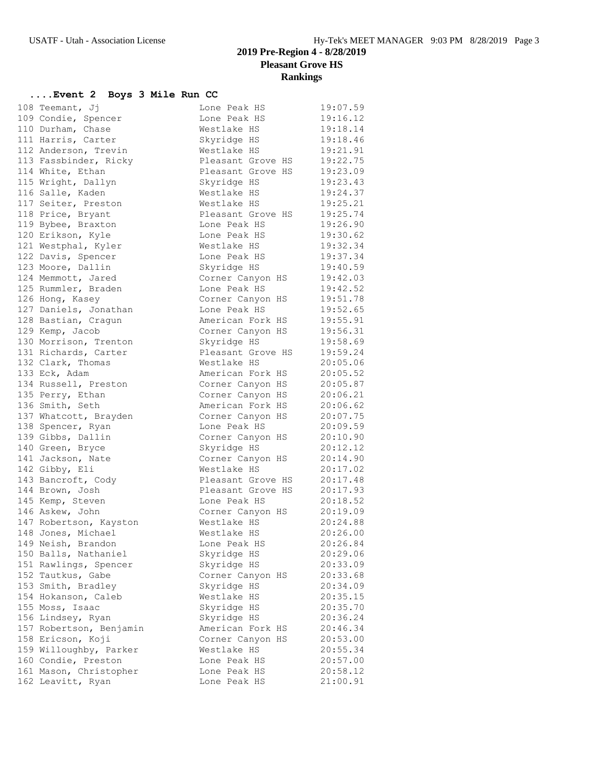# 2019 Pre-Region 4 - 8/28/2019

## Pleasant Grove HS

## Rankings

### ....Event 2 Boys 3 Mile Run CC

| Place | Name | School | Time |
|---|---|---|---|
| 108 | Teemant, Jj | Lone Peak HS | 19:07.59 |
| 109 | Condie, Spencer | Lone Peak HS | 19:16.12 |
| 110 | Durham, Chase | Westlake HS | 19:18.14 |
| 111 | Harris, Carter | Skyridge HS | 19:18.46 |
| 112 | Anderson, Trevin | Westlake HS | 19:21.91 |
| 113 | Fassbinder, Ricky | Pleasant Grove HS | 19:22.75 |
| 114 | White, Ethan | Pleasant Grove HS | 19:23.09 |
| 115 | Wright, Dallyn | Skyridge HS | 19:23.43 |
| 116 | Salle, Kaden | Westlake HS | 19:24.37 |
| 117 | Seiter, Preston | Westlake HS | 19:25.21 |
| 118 | Price, Bryant | Pleasant Grove HS | 19:25.74 |
| 119 | Bybee, Braxton | Lone Peak HS | 19:26.90 |
| 120 | Erikson, Kyle | Lone Peak HS | 19:30.62 |
| 121 | Westphal, Kyler | Westlake HS | 19:32.34 |
| 122 | Davis, Spencer | Lone Peak HS | 19:37.34 |
| 123 | Moore, Dallin | Skyridge HS | 19:40.59 |
| 124 | Memmott, Jared | Corner Canyon HS | 19:42.03 |
| 125 | Rummler, Braden | Lone Peak HS | 19:42.52 |
| 126 | Hong, Kasey | Corner Canyon HS | 19:51.78 |
| 127 | Daniels, Jonathan | Lone Peak HS | 19:52.65 |
| 128 | Bastian, Cragun | American Fork HS | 19:55.91 |
| 129 | Kemp, Jacob | Corner Canyon HS | 19:56.31 |
| 130 | Morrison, Trenton | Skyridge HS | 19:58.69 |
| 131 | Richards, Carter | Pleasant Grove HS | 19:59.24 |
| 132 | Clark, Thomas | Westlake HS | 20:05.06 |
| 133 | Eck, Adam | American Fork HS | 20:05.52 |
| 134 | Russell, Preston | Corner Canyon HS | 20:05.87 |
| 135 | Perry, Ethan | Corner Canyon HS | 20:06.21 |
| 136 | Smith, Seth | American Fork HS | 20:06.62 |
| 137 | Whatcott, Brayden | Corner Canyon HS | 20:07.75 |
| 138 | Spencer, Ryan | Lone Peak HS | 20:09.59 |
| 139 | Gibbs, Dallin | Corner Canyon HS | 20:10.90 |
| 140 | Green, Bryce | Skyridge HS | 20:12.12 |
| 141 | Jackson, Nate | Corner Canyon HS | 20:14.90 |
| 142 | Gibby, Eli | Westlake HS | 20:17.02 |
| 143 | Bancroft, Cody | Pleasant Grove HS | 20:17.48 |
| 144 | Brown, Josh | Pleasant Grove HS | 20:17.93 |
| 145 | Kemp, Steven | Lone Peak HS | 20:18.52 |
| 146 | Askew, John | Corner Canyon HS | 20:19.09 |
| 147 | Robertson, Kayston | Westlake HS | 20:24.88 |
| 148 | Jones, Michael | Westlake HS | 20:26.00 |
| 149 | Neish, Brandon | Lone Peak HS | 20:26.84 |
| 150 | Balls, Nathaniel | Skyridge HS | 20:29.06 |
| 151 | Rawlings, Spencer | Skyridge HS | 20:33.09 |
| 152 | Tautkus, Gabe | Corner Canyon HS | 20:33.68 |
| 153 | Smith, Bradley | Skyridge HS | 20:34.09 |
| 154 | Hokanson, Caleb | Westlake HS | 20:35.15 |
| 155 | Moss, Isaac | Skyridge HS | 20:35.70 |
| 156 | Lindsey, Ryan | Skyridge HS | 20:36.24 |
| 157 | Robertson, Benjamin | American Fork HS | 20:46.34 |
| 158 | Ericson, Koji | Corner Canyon HS | 20:53.00 |
| 159 | Willoughby, Parker | Westlake HS | 20:55.34 |
| 160 | Condie, Preston | Lone Peak HS | 20:57.00 |
| 161 | Mason, Christopher | Lone Peak HS | 20:58.12 |
| 162 | Leavitt, Ryan | Lone Peak HS | 21:00.91 |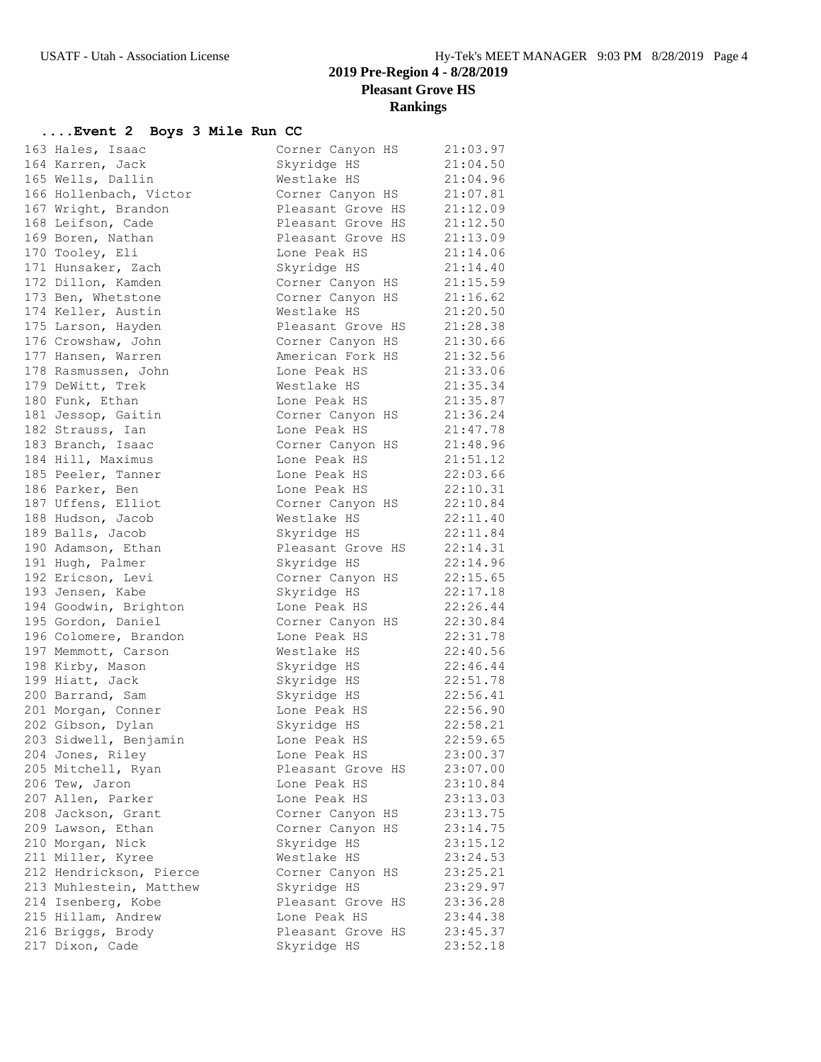# 2019 Pre-Region 4 - 8/28/2019

## Pleasant Grove HS

## Rankings

### ....Event 2 Boys 3 Mile Run CC

| Place | Name | School | Time |
|---|---|---|---|
| 163 | Hales, Isaac | Corner Canyon HS | 21:03.97 |
| 164 | Karren, Jack | Skyridge HS | 21:04.50 |
| 165 | Wells, Dallin | Westlake HS | 21:04.96 |
| 166 | Hollenbach, Victor | Corner Canyon HS | 21:07.81 |
| 167 | Wright, Brandon | Pleasant Grove HS | 21:12.09 |
| 168 | Leifson, Cade | Pleasant Grove HS | 21:12.50 |
| 169 | Boren, Nathan | Pleasant Grove HS | 21:13.09 |
| 170 | Tooley, Eli | Lone Peak HS | 21:14.06 |
| 171 | Hunsaker, Zach | Skyridge HS | 21:14.40 |
| 172 | Dillon, Kamden | Corner Canyon HS | 21:15.59 |
| 173 | Ben, Whetstone | Corner Canyon HS | 21:16.62 |
| 174 | Keller, Austin | Westlake HS | 21:20.50 |
| 175 | Larson, Hayden | Pleasant Grove HS | 21:28.38 |
| 176 | Crowshaw, John | Corner Canyon HS | 21:30.66 |
| 177 | Hansen, Warren | American Fork HS | 21:32.56 |
| 178 | Rasmussen, John | Lone Peak HS | 21:33.06 |
| 179 | DeWitt, Trek | Westlake HS | 21:35.34 |
| 180 | Funk, Ethan | Lone Peak HS | 21:35.87 |
| 181 | Jessop, Gaitin | Corner Canyon HS | 21:36.24 |
| 182 | Strauss, Ian | Lone Peak HS | 21:47.78 |
| 183 | Branch, Isaac | Corner Canyon HS | 21:48.96 |
| 184 | Hill, Maximus | Lone Peak HS | 21:51.12 |
| 185 | Peeler, Tanner | Lone Peak HS | 22:03.66 |
| 186 | Parker, Ben | Lone Peak HS | 22:10.31 |
| 187 | Uffens, Elliot | Corner Canyon HS | 22:10.84 |
| 188 | Hudson, Jacob | Westlake HS | 22:11.40 |
| 189 | Balls, Jacob | Skyridge HS | 22:11.84 |
| 190 | Adamson, Ethan | Pleasant Grove HS | 22:14.31 |
| 191 | Hugh, Palmer | Skyridge HS | 22:14.96 |
| 192 | Ericson, Levi | Corner Canyon HS | 22:15.65 |
| 193 | Jensen, Kabe | Skyridge HS | 22:17.18 |
| 194 | Goodwin, Brighton | Lone Peak HS | 22:26.44 |
| 195 | Gordon, Daniel | Corner Canyon HS | 22:30.84 |
| 196 | Colomere, Brandon | Lone Peak HS | 22:31.78 |
| 197 | Memmott, Carson | Westlake HS | 22:40.56 |
| 198 | Kirby, Mason | Skyridge HS | 22:46.44 |
| 199 | Hiatt, Jack | Skyridge HS | 22:51.78 |
| 200 | Barrand, Sam | Skyridge HS | 22:56.41 |
| 201 | Morgan, Conner | Lone Peak HS | 22:56.90 |
| 202 | Gibson, Dylan | Skyridge HS | 22:58.21 |
| 203 | Sidwell, Benjamin | Lone Peak HS | 22:59.65 |
| 204 | Jones, Riley | Lone Peak HS | 23:00.37 |
| 205 | Mitchell, Ryan | Pleasant Grove HS | 23:07.00 |
| 206 | Tew, Jaron | Lone Peak HS | 23:10.84 |
| 207 | Allen, Parker | Lone Peak HS | 23:13.03 |
| 208 | Jackson, Grant | Corner Canyon HS | 23:13.75 |
| 209 | Lawson, Ethan | Corner Canyon HS | 23:14.75 |
| 210 | Morgan, Nick | Skyridge HS | 23:15.12 |
| 211 | Miller, Kyree | Westlake HS | 23:24.53 |
| 212 | Hendrickson, Pierce | Corner Canyon HS | 23:25.21 |
| 213 | Muhlestein, Matthew | Skyridge HS | 23:29.97 |
| 214 | Isenberg, Kobe | Pleasant Grove HS | 23:36.28 |
| 215 | Hillam, Andrew | Lone Peak HS | 23:44.38 |
| 216 | Briggs, Brody | Pleasant Grove HS | 23:45.37 |
| 217 | Dixon, Cade | Skyridge HS | 23:52.18 |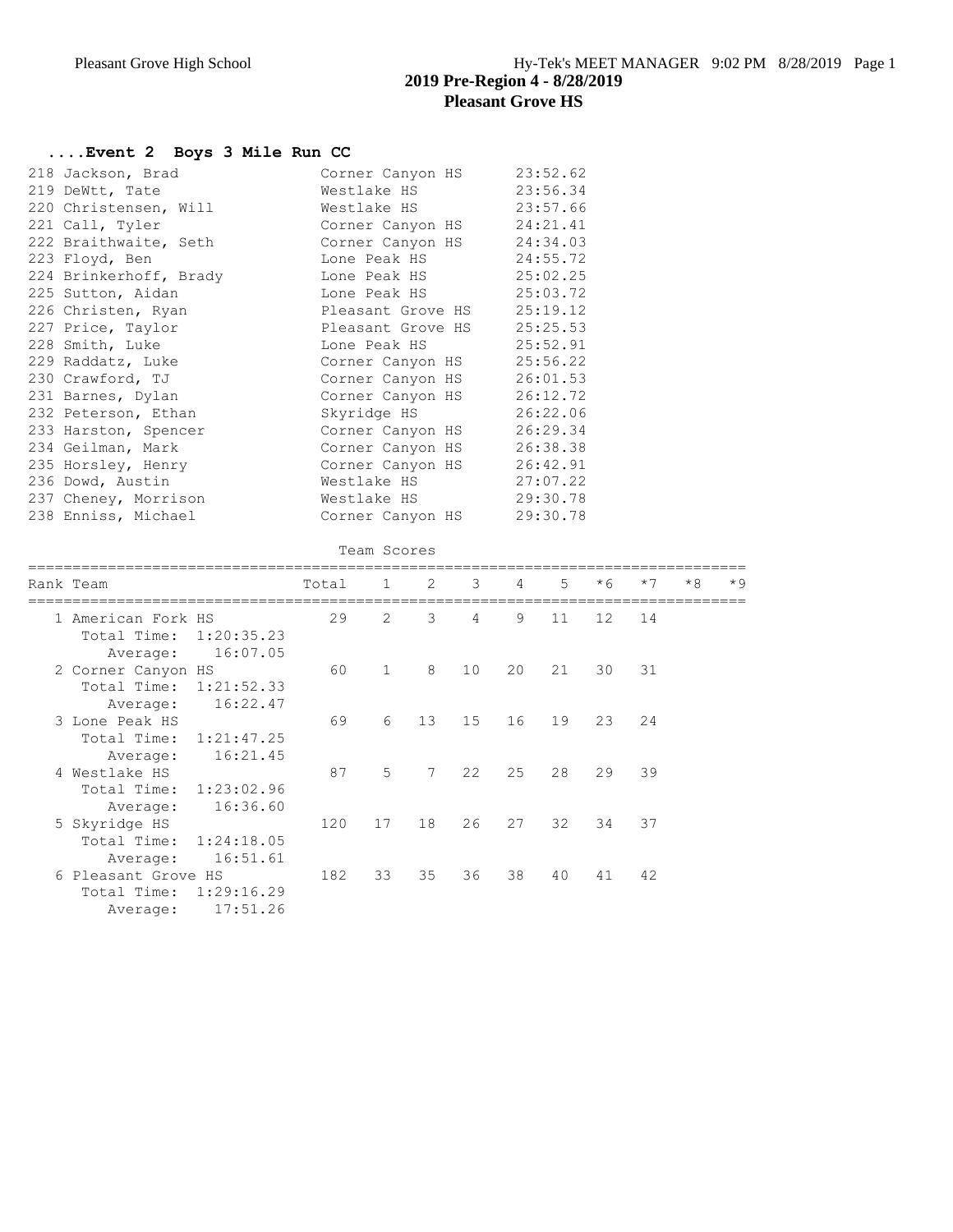## 2019 Pre-Region 4 - 8/28/2019
## Pleasant Grove HS

### ....Event 2 Boys 3 Mile Run CC

| | | | |
|---|---|---|---|
| 218 | Jackson, Brad | Corner Canyon HS | 23:52.62 |
| 219 | DeWtt, Tate | Westlake HS | 23:56.34 |
| 220 | Christensen, Will | Westlake HS | 23:57.66 |
| 221 | Call, Tyler | Corner Canyon HS | 24:21.41 |
| 222 | Braithwaite, Seth | Corner Canyon HS | 24:34.03 |
| 223 | Floyd, Ben | Lone Peak HS | 24:55.72 |
| 224 | Brinkerhoff, Brady | Lone Peak HS | 25:02.25 |
| 225 | Sutton, Aidan | Lone Peak HS | 25:03.72 |
| 226 | Christen, Ryan | Pleasant Grove HS | 25:19.12 |
| 227 | Price, Taylor | Pleasant Grove HS | 25:25.53 |
| 228 | Smith, Luke | Lone Peak HS | 25:52.91 |
| 229 | Raddatz, Luke | Corner Canyon HS | 25:56.22 |
| 230 | Crawford, TJ | Corner Canyon HS | 26:01.53 |
| 231 | Barnes, Dylan | Corner Canyon HS | 26:12.72 |
| 232 | Peterson, Ethan | Skyridge HS | 26:22.06 |
| 233 | Harston, Spencer | Corner Canyon HS | 26:29.34 |
| 234 | Geilman, Mark | Corner Canyon HS | 26:38.38 |
| 235 | Horsley, Henry | Corner Canyon HS | 26:42.91 |
| 236 | Dowd, Austin | Westlake HS | 27:07.22 |
| 237 | Cheney, Morrison | Westlake HS | 29:30.78 |
| 238 | Enniss, Michael | Corner Canyon HS | 29:30.78 |

Team Scores

| Rank | Team | Total | 1 | 2 | 3 | 4 | 5 | *6 | *7 | *8 | *9 |
|---|---|---|---|---|---|---|---|---|---|---|---|
| 1 | American Fork HS | 29 | 2 | 3 | 4 | 9 | 11 | 12 | 14 | | |
| | Total Time: 1:20:35.23 | | | | | | | | | | |
| | Average: 16:07.05 | | | | | | | | | | |
| 2 | Corner Canyon HS | 60 | 1 | 8 | 10 | 20 | 21 | 30 | 31 | | |
| | Total Time: 1:21:52.33 | | | | | | | | | | |
| | Average: 16:22.47 | | | | | | | | | | |
| 3 | Lone Peak HS | 69 | 6 | 13 | 15 | 16 | 19 | 23 | 24 | | |
| | Total Time: 1:21:47.25 | | | | | | | | | | |
| | Average: 16:21.45 | | | | | | | | | | |
| 4 | Westlake HS | 87 | 5 | 7 | 22 | 25 | 28 | 29 | 39 | | |
| | Total Time: 1:23:02.96 | | | | | | | | | | |
| | Average: 16:36.60 | | | | | | | | | | |
| 5 | Skyridge HS | 120 | 17 | 18 | 26 | 27 | 32 | 34 | 37 | | |
| | Total Time: 1:24:18.05 | | | | | | | | | | |
| | Average: 16:51.61 | | | | | | | | | | |
| 6 | Pleasant Grove HS | 182 | 33 | 35 | 36 | 38 | 40 | 41 | 42 | | |
| | Total Time: 1:29:16.29 | | | | | | | | | | |
| | Average: 17:51.26 | | | | | | | | | | |